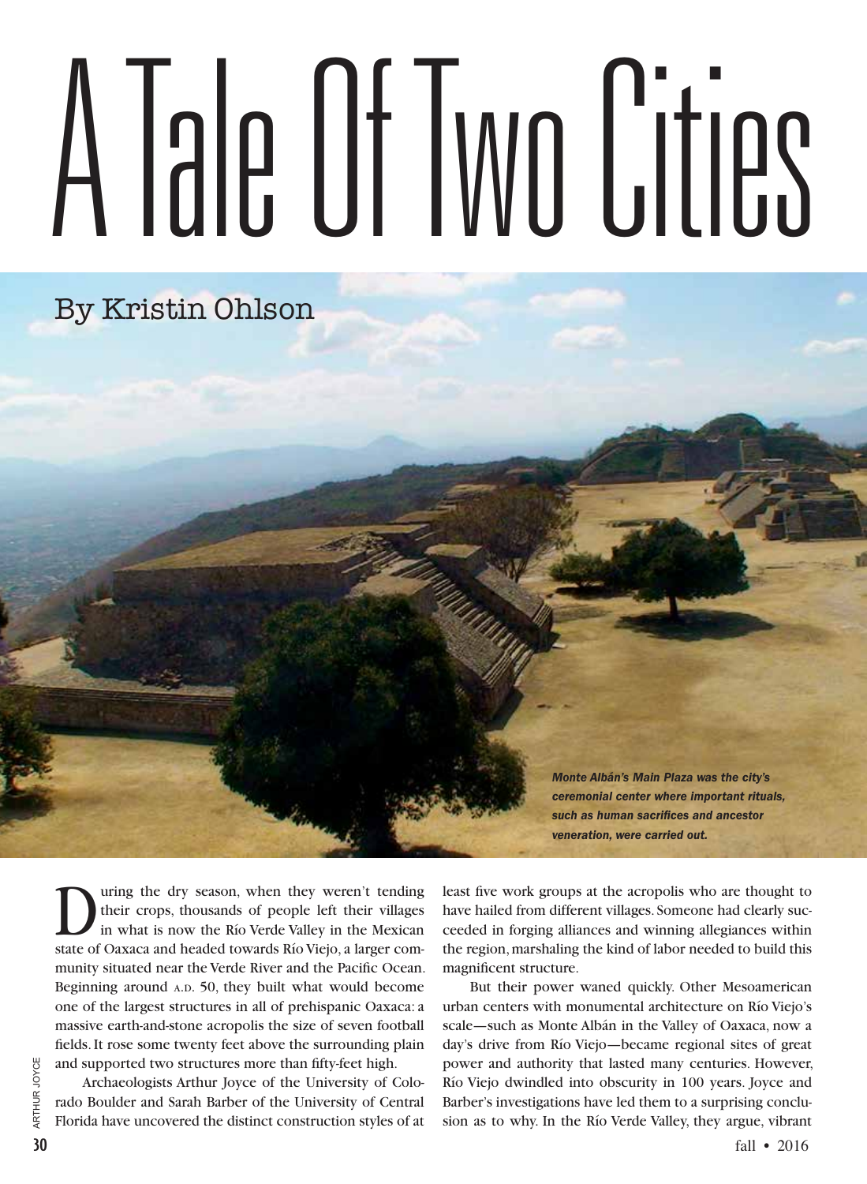# A Tale Of Two Cities

By Kristin Ohlson

*Monte Albán's Main Plaza was the city's ceremonial center where important rituals, such as human sacrifices and ancestor veneration, were carried out.*

ARTHUR JOYCE

During the dry season, when they weren't tending their crops, thousands of people left their villages in what is now the Río Verde Valley in the Mexican state of Oaxaca and headed towards Río Viejo, a larger community situated near the Verde River and the Pacific Ocean. Beginning around A.D. 50, they built what would become one of the largest structures in all of prehispanic Oaxaca: a massive earth-and-stone acropolis the size of seven football fields. It rose some twenty feet above the surrounding plain and supported two structures more than fifty-feet high.

Archaeologists Arthur Joyce of the University of Colorado Boulder and Sarah Barber of the University of Central Florida have uncovered the distinct construction styles of at least five work groups at the acropolis who are thought to have hailed from different villages. Someone had clearly succeeded in forging alliances and winning allegiances within the region, marshaling the kind of labor needed to build this magnificent structure.

But their power waned quickly. Other Mesoamerican urban centers with monumental architecture on Río Viejo's scale—such as Monte Albán in the Valley of Oaxaca, now a day's drive from Río Viejo—became regional sites of great power and authority that lasted many centuries. However, Río Viejo dwindled into obscurity in 100 years. Joyce and Barber's investigations have led them to a surprising conclusion as to why. In the Río Verde Valley, they argue, vibrant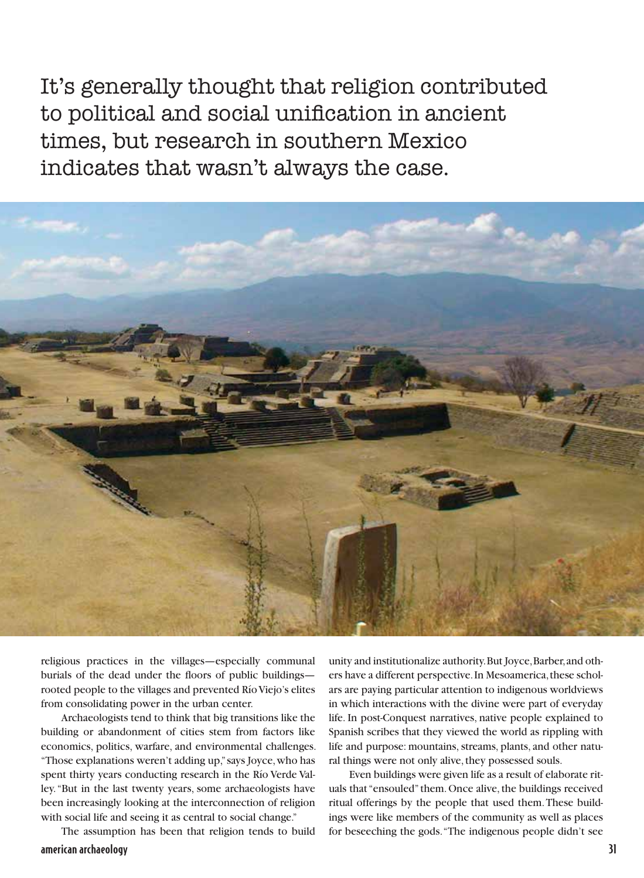It's generally thought that religion contributed to political and social unification in ancient times, but research in southern Mexico indicates that wasn't always the case.

religious practices in the villages—especially communal burials of the dead under the floors of public buildings—rooted people to the villages and prevented Río Viejo's elites from consolidating power in the urban center.

Archaeologists tend to think that big transitions like the building or abandonment of cities stem from factors like economics, politics, warfare, and environmental challenges. "Those explanations weren't adding up," says Joyce, who has spent thirty years conducting research in the Río Verde Valley. "But in the last twenty years, some archaeologists have been increasingly looking at the interconnection of religion with social life and seeing it as central to social change."

The assumption has been that religion tends to build unity and institutionalize authority. But Joyce, Barber, and others have a different perspective. In Mesoamerica, these scholars are paying particular attention to indigenous worldviews in which interactions with the divine were part of everyday life. In post-Conquest narratives, native people explained to Spanish scribes that they viewed the world as rippling with life and purpose: mountains, streams, plants, and other natural things were not only alive, they possessed souls.

Even buildings were given life as a result of elaborate rituals that "ensouled" them. Once alive, the buildings received ritual offerings by the people that used them. These buildings were like members of the community as well as places for beseeching the gods. "The indigenous people didn't see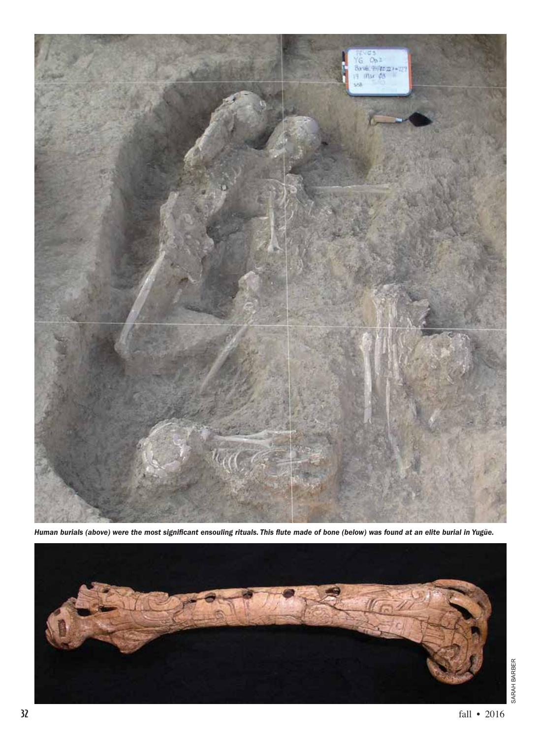*Human burials (above) were the most significant ensouling rituals. This flute made of bone (below) was found at an elite burial in Yugüe.*

SARAH BARBER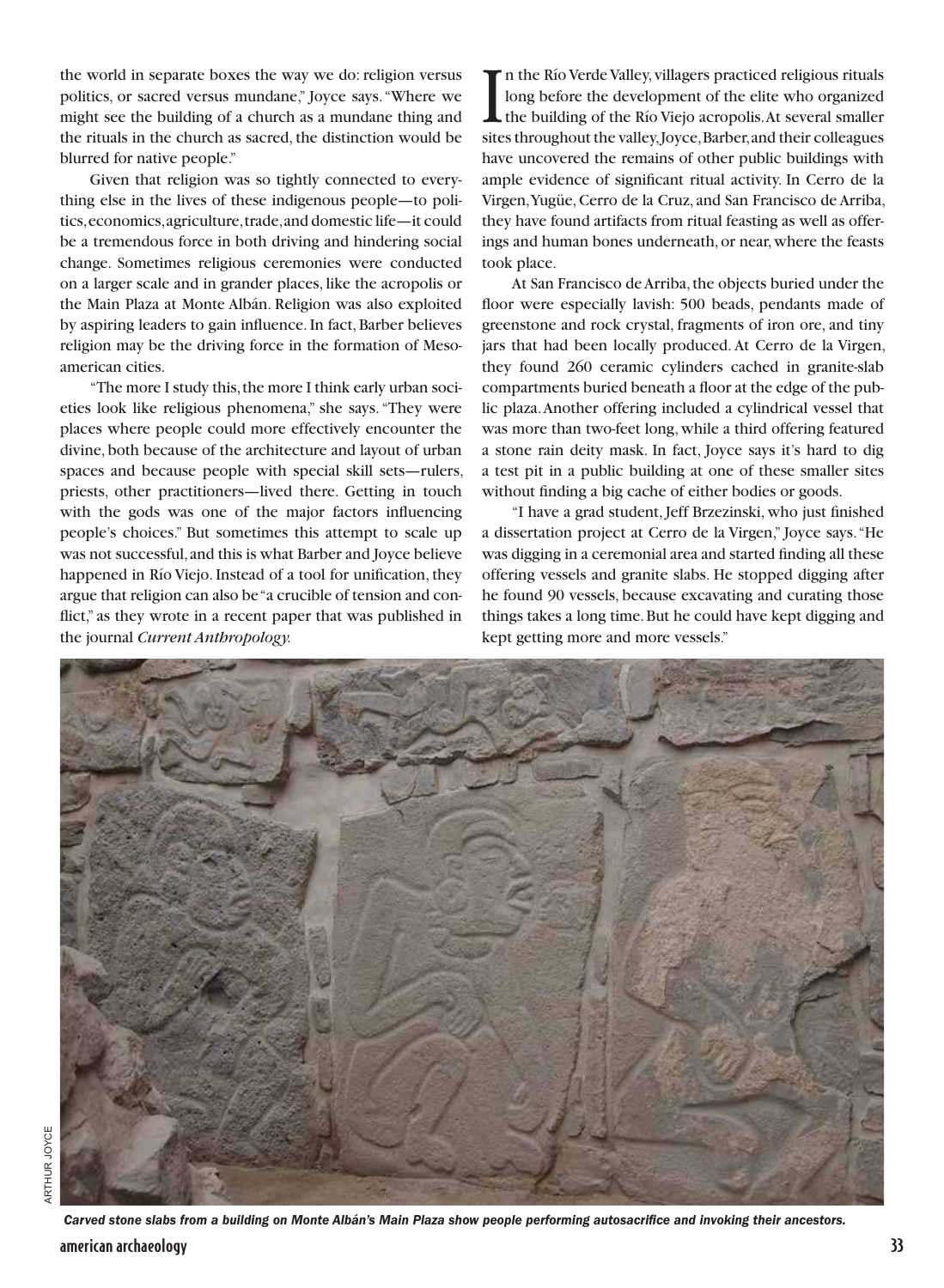the world in separate boxes the way we do: religion versus politics, or sacred versus mundane," Joyce says. "Where we might see the building of a church as a mundane thing and the rituals in the church as sacred, the distinction would be blurred for native people."

Given that religion was so tightly connected to everything else in the lives of these indigenous people—to politics, economics, agriculture, trade, and domestic life—it could be a tremendous force in both driving and hindering social change. Sometimes religious ceremonies were conducted on a larger scale and in grander places, like the acropolis or the Main Plaza at Monte Albán. Religion was also exploited by aspiring leaders to gain influence. In fact, Barber believes religion may be the driving force in the formation of Mesoamerican cities.

"The more I study this, the more I think early urban societies look like religious phenomena," she says. "They were places where people could more effectively encounter the divine, both because of the architecture and layout of urban spaces and because people with special skill sets—rulers, priests, other practitioners—lived there. Getting in touch with the gods was one of the major factors influencing people's choices." But sometimes this attempt to scale up was not successful, and this is what Barber and Joyce believe happened in Río Viejo. Instead of a tool for unification, they argue that religion can also be "a crucible of tension and conflict," as they wrote in a recent paper that was published in the journal *Current Anthropology.*

In the Río Verde Valley, villagers practiced religious rituals long before the development of the elite who organized the building of the Río Viejo acropolis. At several smaller sites throughout the valley, Joyce, Barber, and their colleagues have uncovered the remains of other public buildings with ample evidence of significant ritual activity. In Cerro de la Virgen, Yugüe, Cerro de la Cruz, and San Francisco de Arriba, they have found artifacts from ritual feasting as well as offerings and human bones underneath, or near, where the feasts took place.

At San Francisco de Arriba, the objects buried under the floor were especially lavish: 500 beads, pendants made of greenstone and rock crystal, fragments of iron ore, and tiny jars that had been locally produced. At Cerro de la Virgen, they found 260 ceramic cylinders cached in granite-slab compartments buried beneath a floor at the edge of the public plaza. Another offering included a cylindrical vessel that was more than two-feet long, while a third offering featured a stone rain deity mask. In fact, Joyce says it's hard to dig a test pit in a public building at one of these smaller sites without finding a big cache of either bodies or goods.

"I have a grad student, Jeff Brzezinski, who just finished a dissertation project at Cerro de la Virgen," Joyce says. "He was digging in a ceremonial area and started finding all these offering vessels and granite slabs. He stopped digging after he found 90 vessels, because excavating and curating those things takes a long time. But he could have kept digging and kept getting more and more vessels."

ARTHUR JOYCE

***Carved stone slabs from a building on Monte Albán's Main Plaza show people performing autosacrifice and invoking their ancestors.***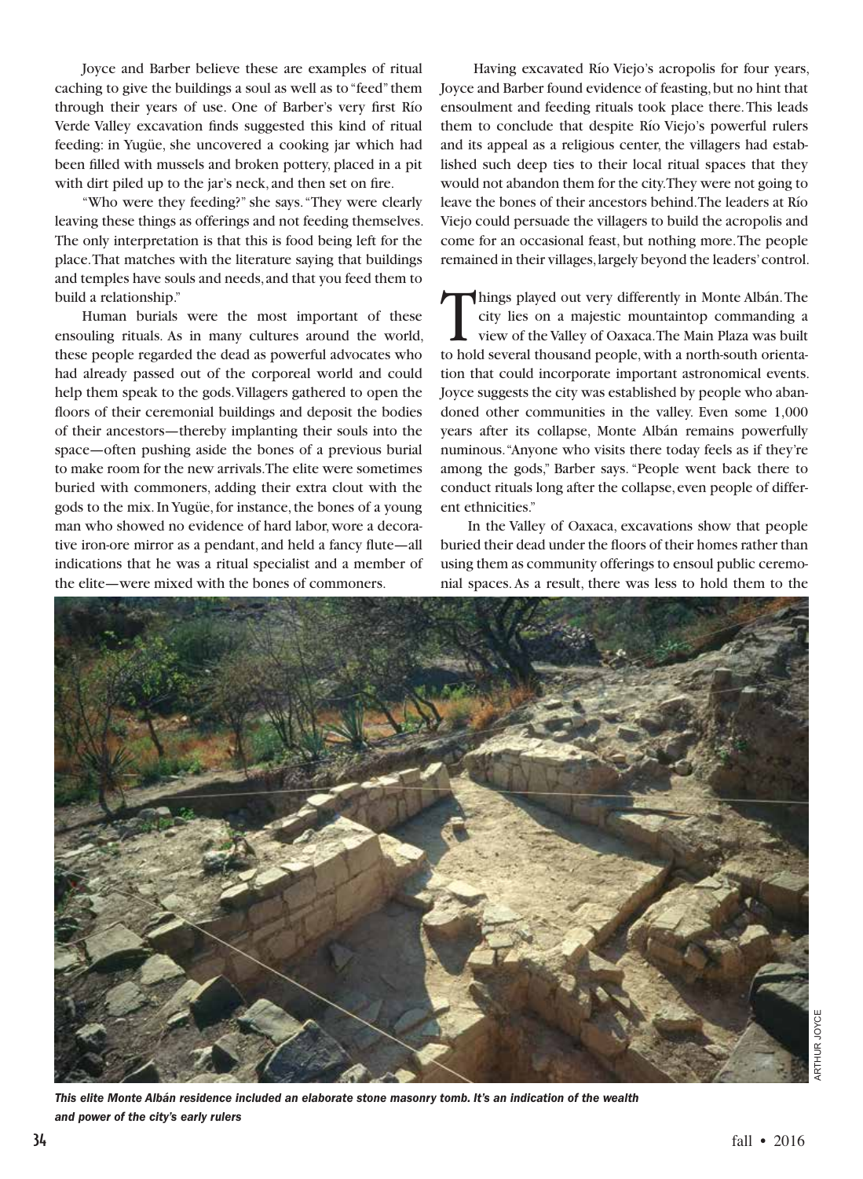Joyce and Barber believe these are examples of ritual caching to give the buildings a soul as well as to "feed" them through their years of use. One of Barber's very first Río Verde Valley excavation finds suggested this kind of ritual feeding: in Yugüe, she uncovered a cooking jar which had been filled with mussels and broken pottery, placed in a pit with dirt piled up to the jar's neck, and then set on fire.

"Who were they feeding?" she says. "They were clearly leaving these things as offerings and not feeding themselves. The only interpretation is that this is food being left for the place. That matches with the literature saying that buildings and temples have souls and needs, and that you feed them to build a relationship."

Human burials were the most important of these ensouling rituals. As in many cultures around the world, these people regarded the dead as powerful advocates who had already passed out of the corporeal world and could help them speak to the gods. Villagers gathered to open the floors of their ceremonial buildings and deposit the bodies of their ancestors—thereby implanting their souls into the space—often pushing aside the bones of a previous burial to make room for the new arrivals. The elite were sometimes buried with commoners, adding their extra clout with the gods to the mix. In Yugüe, for instance, the bones of a young man who showed no evidence of hard labor, wore a decorative iron-ore mirror as a pendant, and held a fancy flute—all indications that he was a ritual specialist and a member of the elite—were mixed with the bones of commoners.

Having excavated Río Viejo's acropolis for four years, Joyce and Barber found evidence of feasting, but no hint that ensoulment and feeding rituals took place there. This leads them to conclude that despite Río Viejo's powerful rulers and its appeal as a religious center, the villagers had established such deep ties to their local ritual spaces that they would not abandon them for the city. They were not going to leave the bones of their ancestors behind. The leaders at Río Viejo could persuade the villagers to build the acropolis and come for an occasional feast, but nothing more. The people remained in their villages, largely beyond the leaders' control.

Things played out very differently in Monte Albán. The city lies on a majestic mountaintop commanding a view of the Valley of Oaxaca. The Main Plaza was built to hold several thousand people, with a north-south orientation that could incorporate important astronomical events. Joyce suggests the city was established by people who abandoned other communities in the valley. Even some 1,000 years after its collapse, Monte Albán remains powerfully numinous. "Anyone who visits there today feels as if they're among the gods," Barber says. "People went back there to conduct rituals long after the collapse, even people of different ethnicities."

In the Valley of Oaxaca, excavations show that people buried their dead under the floors of their homes rather than using them as community offerings to ensoul public ceremonial spaces. As a result, there was less to hold them to the

*This elite Monte Albán residence included an elaborate stone masonry tomb. It's an indication of the wealth and power of the city's early rulers*

ARTHUR JOYCE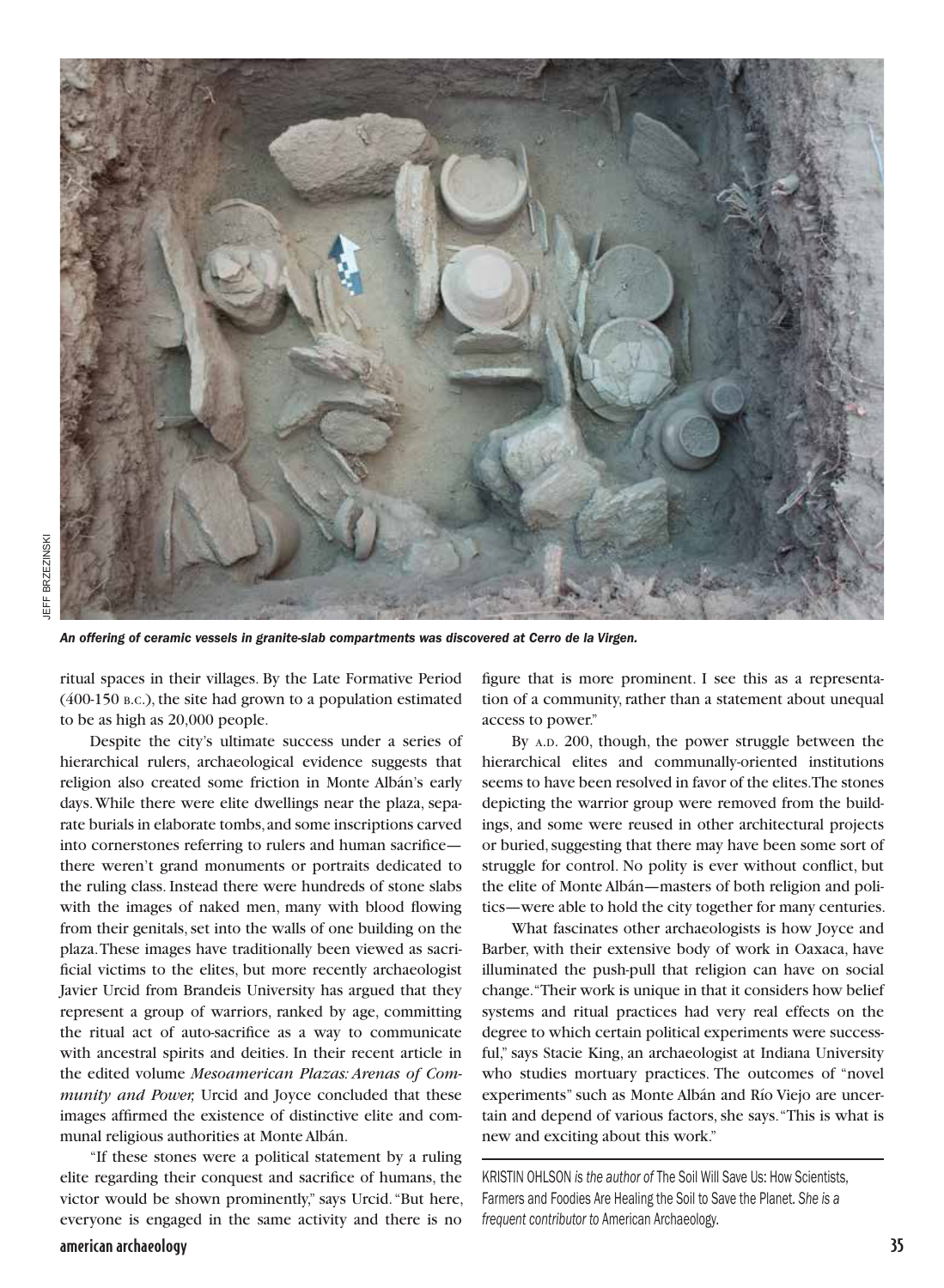JEFF BRZEZINSKI

*An offering of ceramic vessels in granite-slab compartments was discovered at Cerro de la Virgen.*

ritual spaces in their villages. By the Late Formative Period (400-150 B.C.), the site had grown to a population estimated to be as high as 20,000 people.

Despite the city's ultimate success under a series of hierarchical rulers, archaeological evidence suggests that religion also created some friction in Monte Albán's early days. While there were elite dwellings near the plaza, separate burials in elaborate tombs, and some inscriptions carved into cornerstones referring to rulers and human sacrifice—there weren't grand monuments or portraits dedicated to the ruling class. Instead there were hundreds of stone slabs with the images of naked men, many with blood flowing from their genitals, set into the walls of one building on the plaza. These images have traditionally been viewed as sacrificial victims to the elites, but more recently archaeologist Javier Urcid from Brandeis University has argued that they represent a group of warriors, ranked by age, committing the ritual act of auto-sacrifice as a way to communicate with ancestral spirits and deities. In their recent article in the edited volume *Mesoamerican Plazas: Arenas of Community and Power,* Urcid and Joyce concluded that these images affirmed the existence of distinctive elite and communal religious authorities at Monte Albán.

"If these stones were a political statement by a ruling elite regarding their conquest and sacrifice of humans, the victor would be shown prominently," says Urcid. "But here, everyone is engaged in the same activity and there is no figure that is more prominent. I see this as a representation of a community, rather than a statement about unequal access to power."

By A.D. 200, though, the power struggle between the hierarchical elites and communally-oriented institutions seems to have been resolved in favor of the elites. The stones depicting the warrior group were removed from the buildings, and some were reused in other architectural projects or buried, suggesting that there may have been some sort of struggle for control. No polity is ever without conflict, but the elite of Monte Albán—masters of both religion and politics—were able to hold the city together for many centuries.

What fascinates other archaeologists is how Joyce and Barber, with their extensive body of work in Oaxaca, have illuminated the push-pull that religion can have on social change. "Their work is unique in that it considers how belief systems and ritual practices had very real effects on the degree to which certain political experiments were successful," says Stacie King, an archaeologist at Indiana University who studies mortuary practices. The outcomes of "novel experiments" such as Monte Albán and Río Viejo are uncertain and depend of various factors, she says. "This is what is new and exciting about this work."

---

KRISTIN OHLSON *is the author of* The Soil Will Save Us: How Scientists, Farmers and Foodies Are Healing the Soil to Save the Planet. *She is a frequent contributor to* American Archaeology.